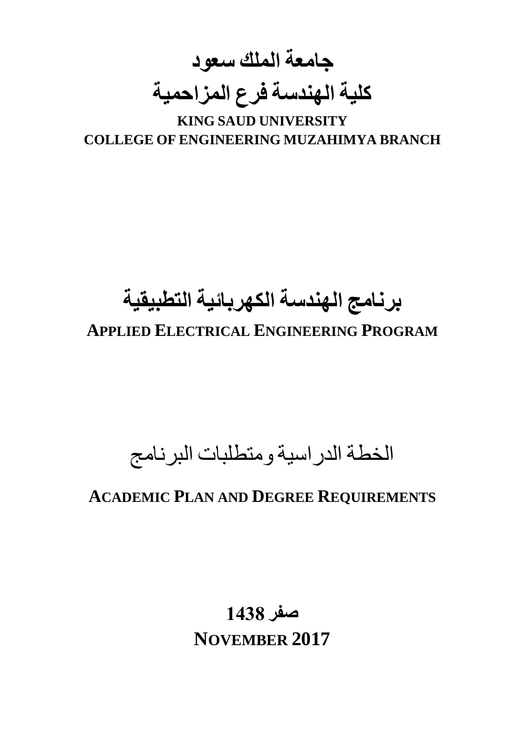# جامعة الملك سعود

# كلية الهندسة فرع المزاحمية

**KING SAUD UNIVERSITY**

**COLLEGE OF ENGINEERING MUZAHIMYA BRANCH**

# برنامج الهندسة الكهربائية التطبيقية

## APPLIED ELECTRICAL ENGINEERING PROGRAM

## الخطة الدراسية ومتطلبات البرنامج

## ACADEMIC PLAN AND DEGREE REQUIREMENTS

**صفر 1438**

**NOVEMBER 2017**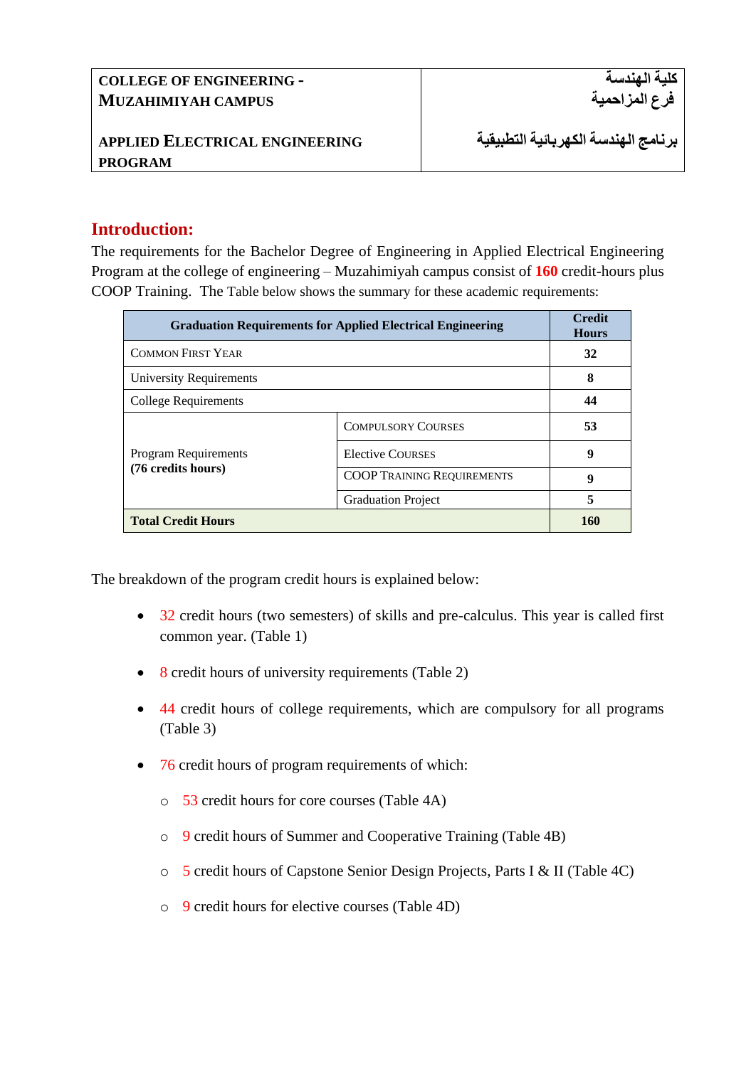| COLLEGE OF ENGINEERING - MUZAHIMIYAH CAMPUS<br><br>APPLIED ELECTRICAL ENGINEERING PROGRAM | كلية الهندسة<br>فرع المزاحمية<br><br>برنامج الهندسة الكهربائية التطبيقية |
|---|---|

## Introduction:

The requirements for the Bachelor Degree of Engineering in Applied Electrical Engineering Program at the college of engineering – Muzahimiyah campus consist of **160** credit-hours plus COOP Training. The Table below shows the summary for these academic requirements:

| Graduation Requirements for Applied Electrical Engineering | | Credit Hours |
|---|---|---|
| COMMON FIRST YEAR | | 32 |
| University Requirements | | 8 |
| College Requirements | | 44 |
| Program Requirements **(76 credits hours)** | COMPULSORY COURSES | 53 |
| | Elective COURSES | 9 |
| | COOP TRAINING REQUIREMENTS | 9 |
| | Graduation Project | 5 |
| **Total Credit Hours** | | **160** |

The breakdown of the program credit hours is explained below:

- 32 credit hours (two semesters) of skills and pre-calculus. This year is called first common year. (Table 1)
- 8 credit hours of university requirements (Table 2)
- 44 credit hours of college requirements, which are compulsory for all programs (Table 3)
- 76 credit hours of program requirements of which:
  - 53 credit hours for core courses (Table 4A)
  - 9 credit hours of Summer and Cooperative Training (Table 4B)
  - 5 credit hours of Capstone Senior Design Projects, Parts I & II (Table 4C)
  - 9 credit hours for elective courses (Table 4D)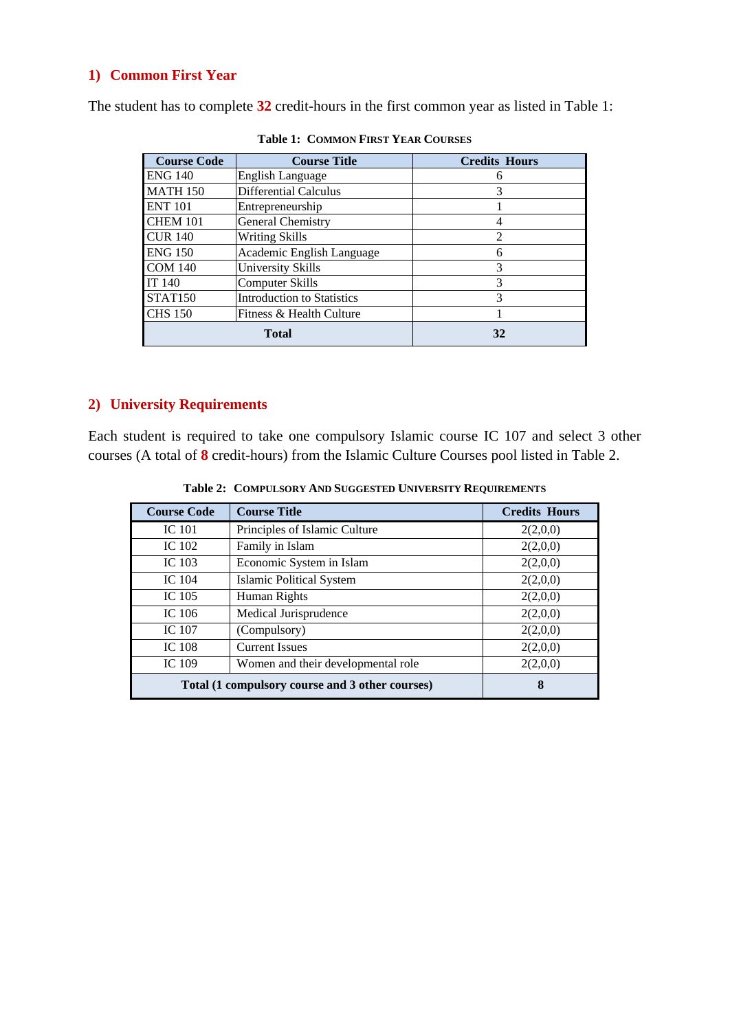## 1) Common First Year

The student has to complete **32** credit-hours in the first common year as listed in Table 1:

**Table 1: COMMON FIRST YEAR COURSES**

| Course Code | Course Title | Credits Hours |
|---|---|---|
| ENG 140 | English Language | 6 |
| MATH 150 | Differential Calculus | 3 |
| ENT 101 | Entrepreneurship | 1 |
| CHEM 101 | General Chemistry | 4 |
| CUR 140 | Writing Skills | 2 |
| ENG 150 | Academic English Language | 6 |
| COM 140 | University Skills | 3 |
| IT 140 | Computer Skills | 3 |
| STAT150 | Introduction to Statistics | 3 |
| CHS 150 | Fitness & Health Culture | 1 |
| **Total** | | **32** |

## 2) University Requirements

Each student is required to take one compulsory Islamic course IC 107 and select 3 other courses (A total of **8** credit-hours) from the Islamic Culture Courses pool listed in Table 2.

**Table 2: COMPULSORY AND SUGGESTED UNIVERSITY REQUIREMENTS**

| Course Code | Course Title | Credits Hours |
|---|---|---|
| IC 101 | Principles of Islamic Culture | 2(2,0,0) |
| IC 102 | Family in Islam | 2(2,0,0) |
| IC 103 | Economic System in Islam | 2(2,0,0) |
| IC 104 | Islamic Political System | 2(2,0,0) |
| IC 105 | Human Rights | 2(2,0,0) |
| IC 106 | Medical Jurisprudence | 2(2,0,0) |
| IC 107 | (Compulsory) | 2(2,0,0) |
| IC 108 | Current Issues | 2(2,0,0) |
| IC 109 | Women and their developmental role | 2(2,0,0) |
| **Total (1 compulsory course and 3 other courses)** | | **8** |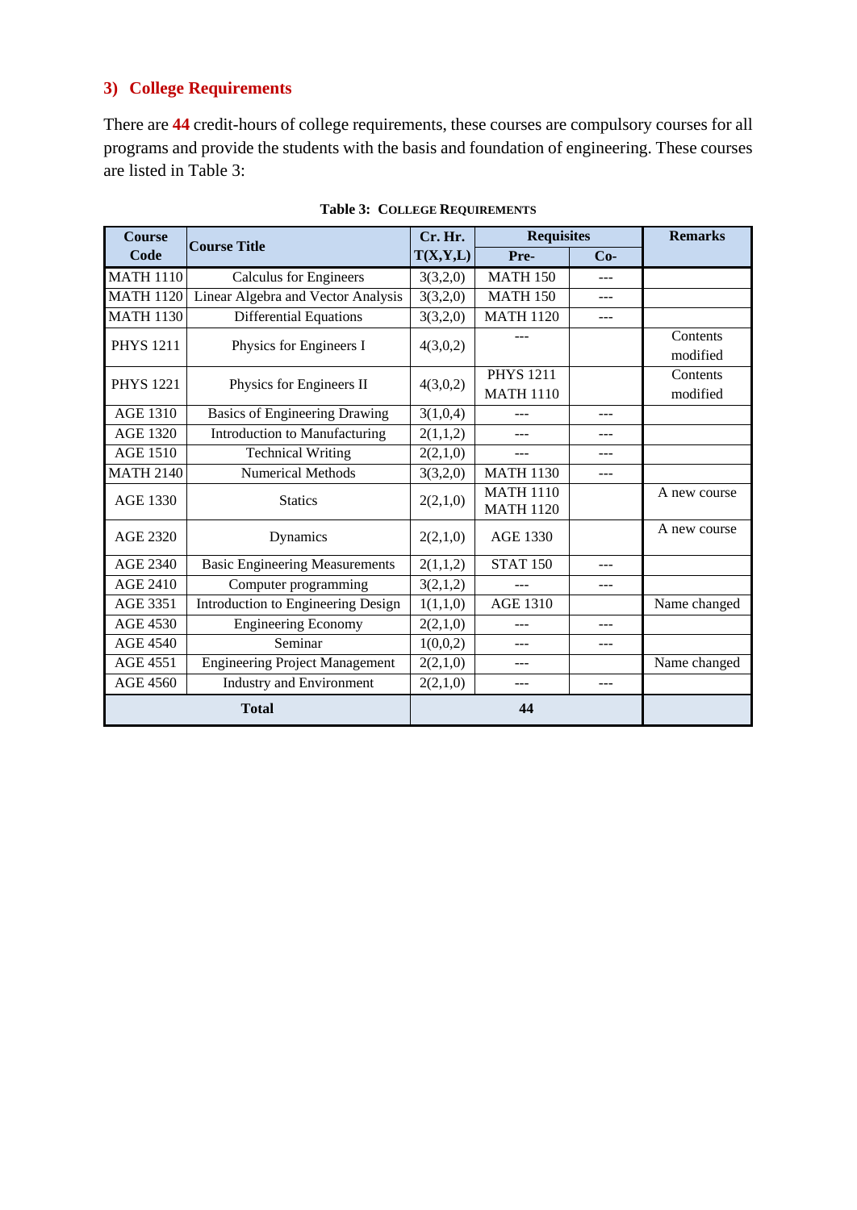## 3) College Requirements

There are **44** credit-hours of college requirements, these courses are compulsory courses for all programs and provide the students with the basis and foundation of engineering. These courses are listed in Table 3:

**Table 3: COLLEGE REQUIREMENTS**

| Course Code | Course Title | Cr. Hr. T(X,Y,L) | Requisites | | Remarks |
|---|---|---|---|---|---|
| | | | Pre- | Co- | |
| MATH 1110 | Calculus for Engineers | 3(3,2,0) | MATH 150 | --- | |
| MATH 1120 | Linear Algebra and Vector Analysis | 3(3,2,0) | MATH 150 | --- | |
| MATH 1130 | Differential Equations | 3(3,2,0) | MATH 1120 | --- | |
| PHYS 1211 | Physics for Engineers I | 4(3,0,2) | --- | | Contents modified |
| PHYS 1221 | Physics for Engineers II | 4(3,0,2) | PHYS 1211<br>MATH 1110 | | Contents modified |
| AGE 1310 | Basics of Engineering Drawing | 3(1,0,4) | --- | --- | |
| AGE 1320 | Introduction to Manufacturing | 2(1,1,2) | --- | --- | |
| AGE 1510 | Technical Writing | 2(2,1,0) | --- | --- | |
| MATH 2140 | Numerical Methods | 3(3,2,0) | MATH 1130 | --- | |
| AGE 1330 | Statics | 2(2,1,0) | MATH 1110<br>MATH 1120 | | A new course |
| AGE 2320 | Dynamics | 2(2,1,0) | AGE 1330 | | A new course |
| AGE 2340 | Basic Engineering Measurements | 2(1,1,2) | STAT 150 | --- | |
| AGE 2410 | Computer programming | 3(2,1,2) | --- | --- | |
| AGE 3351 | Introduction to Engineering Design | 1(1,1,0) | AGE 1310 | | Name changed |
| AGE 4530 | Engineering Economy | 2(2,1,0) | --- | --- | |
| AGE 4540 | Seminar | 1(0,0,2) | --- | --- | |
| AGE 4551 | Engineering Project Management | 2(2,1,0) | --- | | Name changed |
| AGE 4560 | Industry and Environment | 2(2,1,0) | --- | --- | |
| **Total** | | **44** | | | |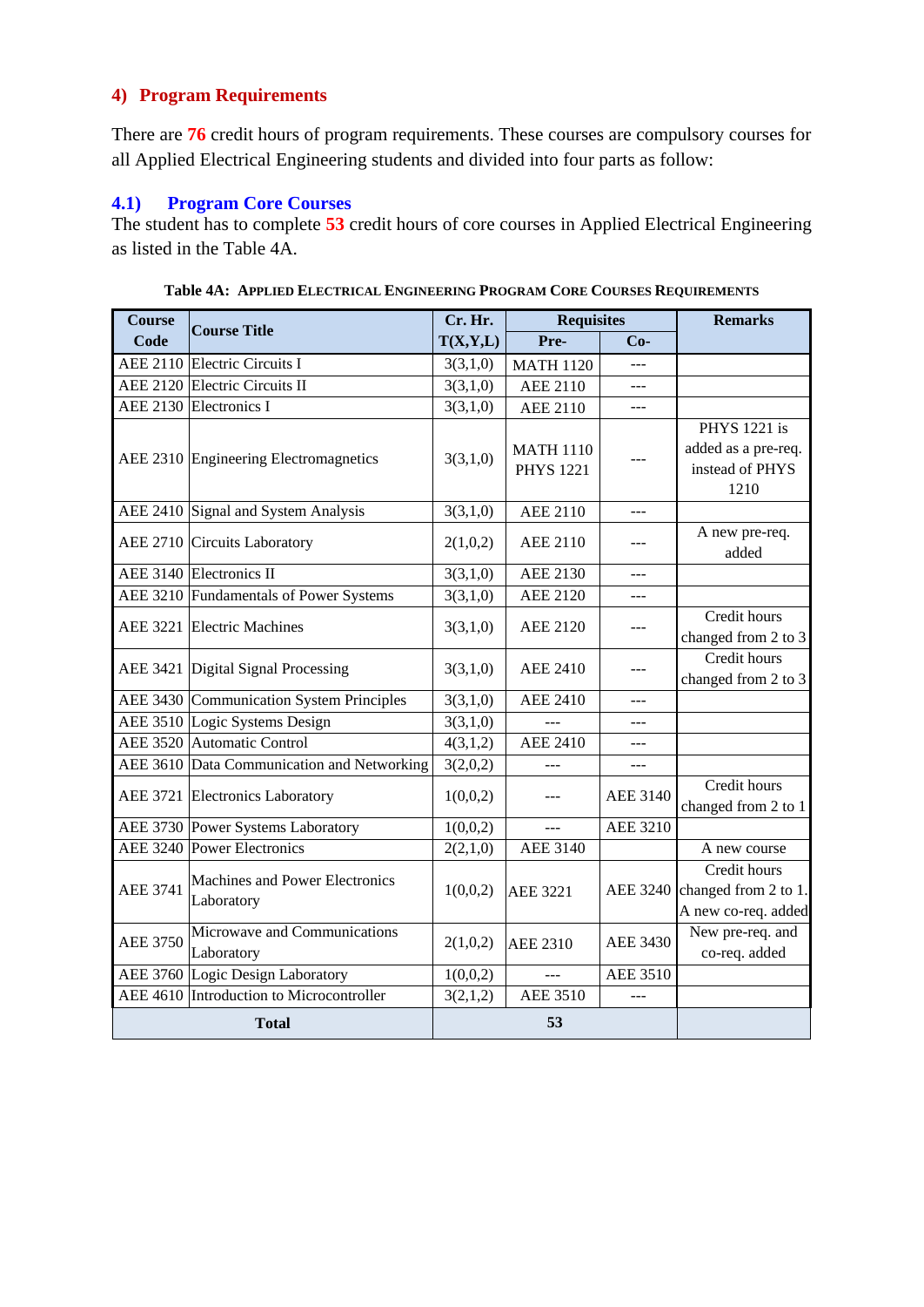## 4) Program Requirements

There are **76** credit hours of program requirements. These courses are compulsory courses for all Applied Electrical Engineering students and divided into four parts as follow:

### 4.1) Program Core Courses

The student has to complete **53** credit hours of core courses in Applied Electrical Engineering as listed in the Table 4A.

**Table 4A: APPLIED ELECTRICAL ENGINEERING PROGRAM CORE COURSES REQUIREMENTS**

| Course Code | Course Title | Cr. Hr. T(X,Y,L) | Requisites | | Remarks |
|---|---|---|---|---|---|
| | | | Pre- | Co- | |
| AEE 2110 | Electric Circuits I | 3(3,1,0) | MATH 1120 | --- | |
| AEE 2120 | Electric Circuits II | 3(3,1,0) | AEE 2110 | --- | |
| AEE 2130 | Electronics I | 3(3,1,0) | AEE 2110 | --- | |
| AEE 2310 | Engineering Electromagnetics | 3(3,1,0) | MATH 1110 PHYS 1221 | --- | PHYS 1221 is added as a pre-req. instead of PHYS 1210 |
| AEE 2410 | Signal and System Analysis | 3(3,1,0) | AEE 2110 | --- | |
| AEE 2710 | Circuits Laboratory | 2(1,0,2) | AEE 2110 | --- | A new pre-req. added |
| AEE 3140 | Electronics II | 3(3,1,0) | AEE 2130 | --- | |
| AEE 3210 | Fundamentals of Power Systems | 3(3,1,0) | AEE 2120 | --- | |
| AEE 3221 | Electric Machines | 3(3,1,0) | AEE 2120 | --- | Credit hours changed from 2 to 3 |
| AEE 3421 | Digital Signal Processing | 3(3,1,0) | AEE 2410 | --- | Credit hours changed from 2 to 3 |
| AEE 3430 | Communication System Principles | 3(3,1,0) | AEE 2410 | --- | |
| AEE 3510 | Logic Systems Design | 3(3,1,0) | --- | --- | |
| AEE 3520 | Automatic Control | 4(3,1,2) | AEE 2410 | --- | |
| AEE 3610 | Data Communication and Networking | 3(2,0,2) | --- | --- | |
| AEE 3721 | Electronics Laboratory | 1(0,0,2) | --- | AEE 3140 | Credit hours changed from 2 to 1 |
| AEE 3730 | Power Systems Laboratory | 1(0,0,2) | --- | AEE 3210 | |
| AEE 3240 | Power Electronics | 2(2,1,0) | AEE 3140 | | A new course |
| AEE 3741 | Machines and Power Electronics Laboratory | 1(0,0,2) | AEE 3221 | AEE 3240 | Credit hours changed from 2 to 1. A new co-req. added |
| AEE 3750 | Microwave and Communications Laboratory | 2(1,0,2) | AEE 2310 | AEE 3430 | New pre-req. and co-req. added |
| AEE 3760 | Logic Design Laboratory | 1(0,0,2) | --- | AEE 3510 | |
| AEE 4610 | Introduction to Microcontroller | 3(2,1,2) | AEE 3510 | --- | |
| **Total** | | **53** | | | |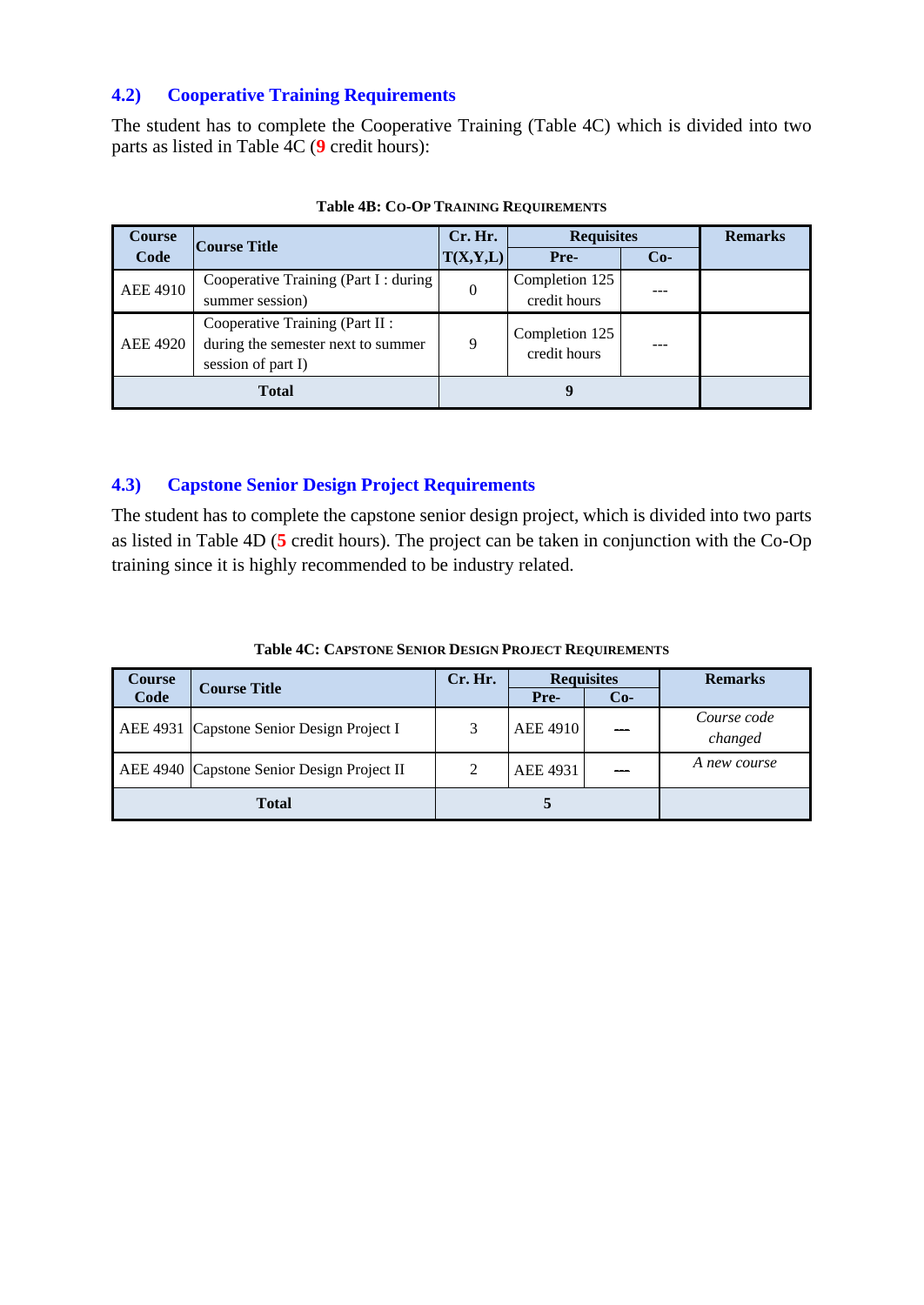## 4.2) Cooperative Training Requirements

The student has to complete the Cooperative Training (Table 4C) which is divided into two parts as listed in Table 4C (**9** credit hours):

**Table 4B: Co-Op Training Requirements**

| Course Code | Course Title | Cr. Hr. T(X,Y,L) | Requisites | | Remarks |
|---|---|---|---|---|---|
| | | | Pre- | Co- | |
| AEE 4910 | Cooperative Training (Part I : during summer session) | 0 | Completion 125 credit hours | --- | |
| AEE 4920 | Cooperative Training (Part II : during the semester next to summer session of part I) | 9 | Completion 125 credit hours | --- | |
| **Total** | | **9** | | | |

## 4.3) Capstone Senior Design Project Requirements

The student has to complete the capstone senior design project, which is divided into two parts as listed in Table 4D (**5** credit hours). The project can be taken in conjunction with the Co-Op training since it is highly recommended to be industry related.

**Table 4C: Capstone Senior Design Project Requirements**

| Course Code | Course Title | Cr. Hr. | Requisites | | Remarks |
|---|---|---|---|---|---|
| | | | Pre- | Co- | |
| AEE 4931 | Capstone Senior Design Project I | 3 | AEE 4910 | --- | *Course code changed* |
| AEE 4940 | Capstone Senior Design Project II | 2 | AEE 4931 | --- | *A new course* |
| **Total** | | **5** | | | |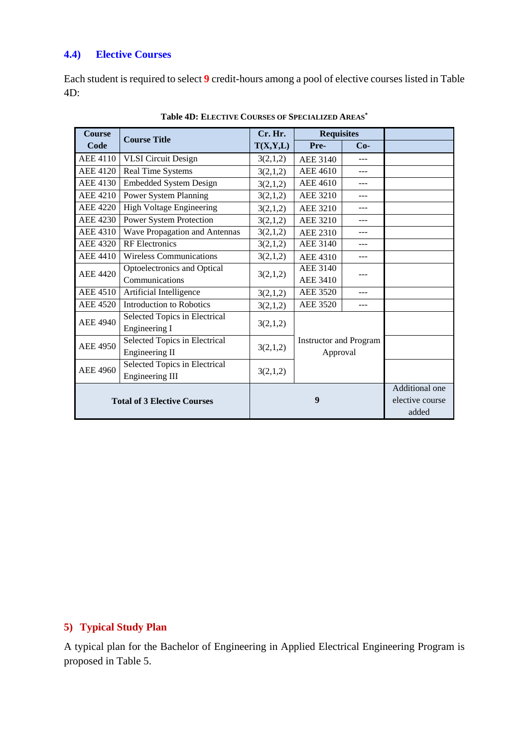### 4.4) Elective Courses

Each student is required to select **9** credit-hours among a pool of elective courses listed in Table 4D:

**Table 4D: ELECTIVE COURSES OF SPECIALIZED AREAS***

| Course Code | Course Title | Cr. Hr. T(X,Y,L) | Requisites | | |
|---|---|---|---|---|---|
| | | | Pre- | Co- | |
| AEE 4110 | VLSI Circuit Design | 3(2,1,2) | AEE 3140 | --- | |
| AEE 4120 | Real Time Systems | 3(2,1,2) | AEE 4610 | --- | |
| AEE 4130 | Embedded System Design | 3(2,1,2) | AEE 4610 | --- | |
| AEE 4210 | Power System Planning | 3(2,1,2) | AEE 3210 | --- | |
| AEE 4220 | High Voltage Engineering | 3(2,1,2) | AEE 3210 | --- | |
| AEE 4230 | Power System Protection | 3(2,1,2) | AEE 3210 | --- | |
| AEE 4310 | Wave Propagation and Antennas | 3(2,1,2) | AEE 2310 | --- | |
| AEE 4320 | RF Electronics | 3(2,1,2) | AEE 3140 | --- | |
| AEE 4410 | Wireless Communications | 3(2,1,2) | AEE 4310 | --- | |
| AEE 4420 | Optoelectronics and Optical Communications | 3(2,1,2) | AEE 3140 AEE 3410 | --- | |
| AEE 4510 | Artificial Intelligence | 3(2,1,2) | AEE 3520 | --- | |
| AEE 4520 | Introduction to Robotics | 3(2,1,2) | AEE 3520 | --- | |
| AEE 4940 | Selected Topics in Electrical Engineering I | 3(2,1,2) | Instructor and Program Approval | | |
| AEE 4950 | Selected Topics in Electrical Engineering II | 3(2,1,2) | Instructor and Program Approval | | |
| AEE 4960 | Selected Topics in Electrical Engineering III | 3(2,1,2) | Instructor and Program Approval | | |
| **Total of 3 Elective Courses** | | **9** | | | Additional one elective course added |

## 5) Typical Study Plan

A typical plan for the Bachelor of Engineering in Applied Electrical Engineering Program is proposed in Table 5.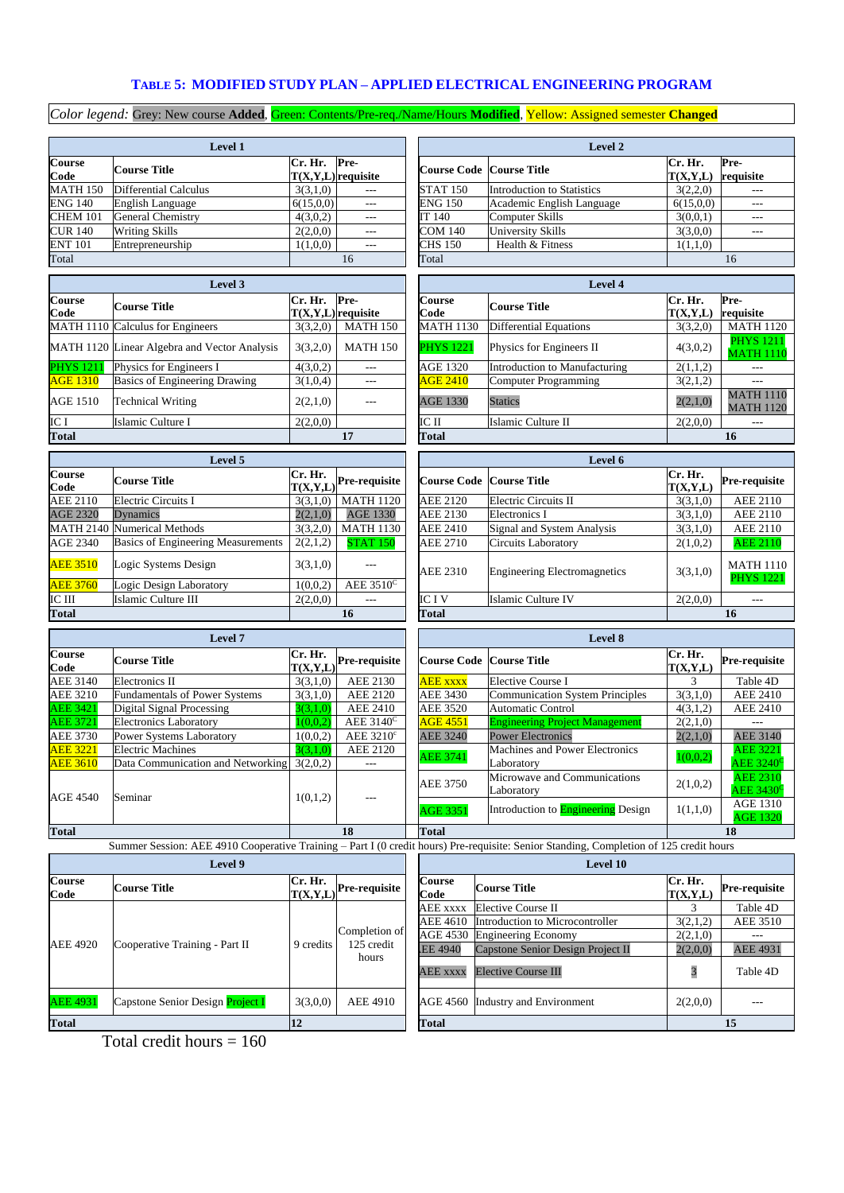### TABLE 5: MODIFIED STUDY PLAN – APPLIED ELECTRICAL ENGINEERING PROGRAM

*Color legend:* Grey: New course **Added**, Green: Contents/Pre-req./Name/Hours **Modified**, Yellow: Assigned semester **Changed**

| Level 1 | | | |
|---|---|---|---|
| **Course Code** | **Course Title** | **Cr. Hr. T(X,Y,L)** | **Pre-requisite** |
| MATH 150 | Differential Calculus | 3(3,1,0) | --- |
| ENG 140 | English Language | 6(15,0,0) | --- |
| CHEM 101 | General Chemistry | 4(3,0,2) | --- |
| CUR 140 | Writing Skills | 2(2,0,0) | --- |
| ENT 101 | Entrepreneurship | 1(1,0,0) | --- |
| Total | | 16 | |

| Level 2 | | | |
|---|---|---|---|
| **Course Code** | **Course Title** | **Cr. Hr. T(X,Y,L)** | **Pre-requisite** |
| STAT 150 | Introduction to Statistics | 3(2,2,0) | --- |
| ENG 150 | Academic English Language | 6(15,0,0) | --- |
| IT 140 | Computer Skills | 3(0,0,1) | --- |
| COM 140 | University Skills | 3(3,0,0) | --- |
| CHS 150 | Health & Fitness | 1(1,1,0) | |
| Total | | 16 | |

| Level 3 | | | |
|---|---|---|---|
| **Course Code** | **Course Title** | **Cr. Hr. T(X,Y,L)** | **Pre-requisite** |
| MATH 1110 | Calculus for Engineers | 3(3,2,0) | MATH 150 |
| MATH 1120 | Linear Algebra and Vector Analysis | 3(3,2,0) | MATH 150 |
| PHYS 1211 | Physics for Engineers I | 4(3,0,2) | --- |
| AGE 1310 | Basics of Engineering Drawing | 3(1,0,4) | --- |
| AGE 1510 | Technical Writing | 2(2,1,0) | --- |
| IC I | Islamic Culture I | 2(2,0,0) | |
| **Total** | | **17** | |

| Level 4 | | | |
|---|---|---|---|
| **Course Code** | **Course Title** | **Cr. Hr. T(X,Y,L)** | **Pre-requisite** |
| MATH 1130 | Differential Equations | 3(3,2,0) | MATH 1120 |
| PHYS 1221 | Physics for Engineers II | 4(3,0,2) | PHYS 1211, MATH 1110 |
| AGE 1320 | Introduction to Manufacturing | 2(1,1,2) | --- |
| AGE 2410 | Computer Programming | 3(2,1,2) | --- |
| AGE 1330 | Statics | 2(2,1,0) | MATH 1110, MATH 1120 |
| IC II | Islamic Culture II | 2(2,0,0) | --- |
| **Total** | | **16** | |

| Level 5 | | | |
|---|---|---|---|
| **Course Code** | **Course Title** | **Cr. Hr. T(X,Y,L)** | **Pre-requisite** |
| AEE 2110 | Electric Circuits I | 3(3,1,0) | MATH 1120 |
| AGE 2320 | Dynamics | 2(2,1,0) | AGE 1330 |
| MATH 2140 | Numerical Methods | 3(3,2,0) | MATH 1130 |
| AGE 2340 | Basics of Engineering Measurements | 2(2,1,2) | STAT 150 |
| AEE 3510 | Logic Systems Design | 3(3,1,0) | --- |
| AEE 3760 | Logic Design Laboratory | 1(0,0,2) | AEE 3510[C] |
| IC III | Islamic Culture III | 2(2,0,0) | --- |
| **Total** | | **16** | |

| Level 6 | | | |
|---|---|---|---|
| **Course Code** | **Course Title** | **Cr. Hr. T(X,Y,L)** | **Pre-requisite** |
| AEE 2120 | Electric Circuits II | 3(3,1,0) | AEE 2110 |
| AEE 2130 | Electronics I | 3(3,1,0) | AEE 2110 |
| AEE 2410 | Signal and System Analysis | 3(3,1,0) | AEE 2110 |
| AEE 2710 | Circuits Laboratory | 2(1,0,2) | AEE 2110 |
| AEE 2310 | Engineering Electromagnetics | 3(3,1,0) | MATH 1110, PHYS 1221 |
| IC I V | Islamic Culture IV | 2(2,0,0) | --- |
| **Total** | | **16** | |

| Level 7 | | | |
|---|---|---|---|
| **Course Code** | **Course Title** | **Cr. Hr. T(X,Y,L)** | **Pre-requisite** |
| AEE 3140 | Electronics II | 3(3,1,0) | AEE 2130 |
| AEE 3210 | Fundamentals of Power Systems | 3(3,1,0) | AEE 2120 |
| AEE 3421 | Digital Signal Processing | 3(3,1,0) | AEE 2410 |
| AEE 3721 | Electronics Laboratory | 1(0,0,2) | AEE 3140[C] |
| AEE 3730 | Power Systems Laboratory | 1(0,0,2) | AEE 3210[c] |
| AEE 3221 | Electric Machines | 3(3,1,0) | AEE 2120 |
| AEE 3610 | Data Communication and Networking | 3(2,0,2) | --- |
| AGE 4540 | Seminar | 1(0,1,2) | --- |
| **Total** | | **18** | |

| Level 8 | | | |
|---|---|---|---|
| **Course Code** | **Course Title** | **Cr. Hr. T(X,Y,L)** | **Pre-requisite** |
| AEE xxxx | Elective Course I | 3 | Table 4D |
| AEE 3430 | Communication System Principles | 3(3,1,0) | AEE 2410 |
| AEE 3520 | Automatic Control | 4(3,1,2) | AEE 2410 |
| AGE 4551 | Engineering Project Management | 2(2,1,0) | --- |
| AEE 3240 | Power Electronics | 2(2,1,0) | AEE 3140 |
| AEE 3741 | Machines and Power Electronics Laboratory | 1(0,0,2) | AEE 3221, AEE 3240[C] |
| AEE 3750 | Microwave and Communications Laboratory | 2(1,0,2) | AEE 2310, AEE 3430[C] |
| AGE 3351 | Introduction to Engineering Design | 1(1,1,0) | AGE 1310, AGE 1320 |
| **Total** | | **18** | |

Summer Session: AEE 4910 Cooperative Training – Part I (0 credit hours) Pre-requisite: Senior Standing, Completion of 125 credit hours

| Level 9 | | | |
|---|---|---|---|
| **Course Code** | **Course Title** | **Cr. Hr. T(X,Y,L)** | **Pre-requisite** |
| AEE 4920 | Cooperative Training - Part II | 9 credits | Completion of 125 credit hours |
| AEE 4931 | Capstone Senior Design Project I | 3(3,0,0) | AEE 4910 |
| **Total** | | **12** | |

| Level 10 | | | |
|---|---|---|---|
| **Course Code** | **Course Title** | **Cr. Hr. T(X,Y,L)** | **Pre-requisite** |
| AEE xxxx | Elective Course II | 3 | Table 4D |
| AEE 4610 | Introduction to Microcontroller | 3(2,1,2) | AEE 3510 |
| AGE 4530 | Engineering Economy | 2(2,1,0) | --- |
| EE 4940 | Capstone Senior Design Project II | 2(2,0,0) | AEE 4931 |
| AEE xxxx | Elective Course III | 3 | Table 4D |
| AGE 4560 | Industry and Environment | 2(2,0,0) | --- |
| **Total** | | **15** | |

Total credit hours = 160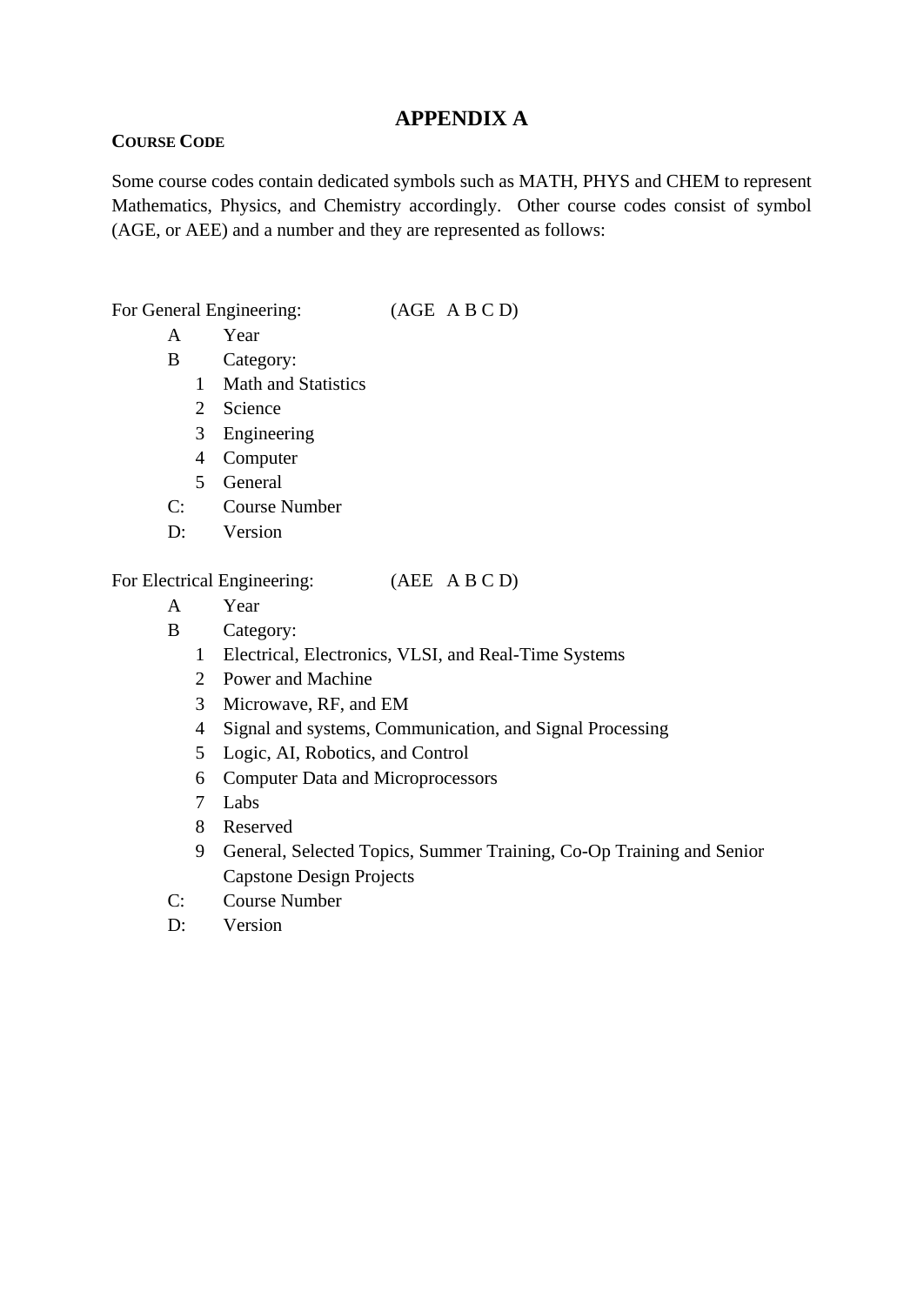# APPENDIX A

**COURSE CODE**

Some course codes contain dedicated symbols such as MATH, PHYS and CHEM to represent Mathematics, Physics, and Chemistry accordingly. Other course codes consist of symbol (AGE, or AEE) and a number and they are represented as follows:

For General Engineering: (AGE A B C D)

- A Year
- B Category:
  1. Math and Statistics
  2. Science
  3. Engineering
  4. Computer
  5. General
- C: Course Number
- D: Version

For Electrical Engineering: (AEE A B C D)

- A Year
- B Category:
  1. Electrical, Electronics, VLSI, and Real-Time Systems
  2. Power and Machine
  3. Microwave, RF, and EM
  4. Signal and systems, Communication, and Signal Processing
  5. Logic, AI, Robotics, and Control
  6. Computer Data and Microprocessors
  7. Labs
  8. Reserved
  9. General, Selected Topics, Summer Training, Co-Op Training and Senior Capstone Design Projects
- C: Course Number
- D: Version